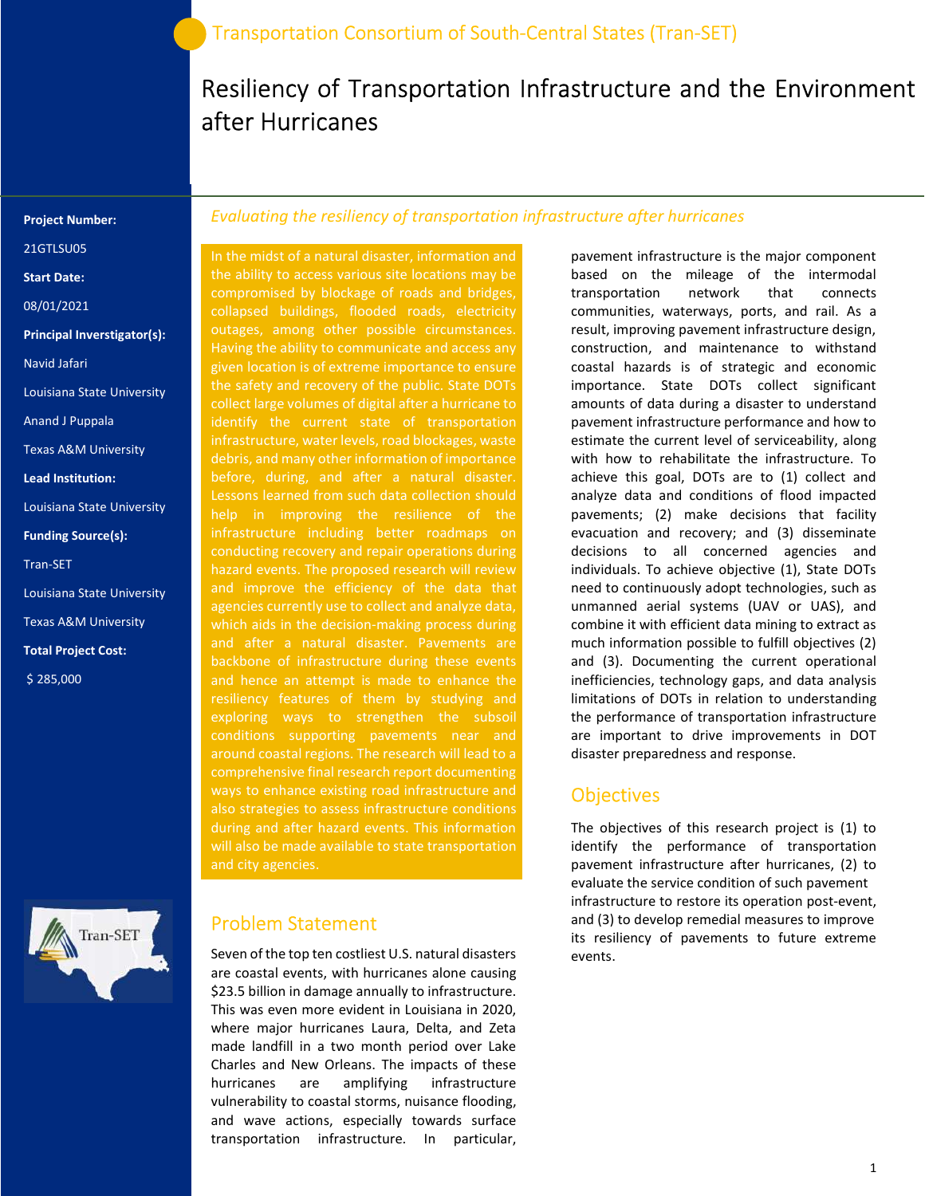Transportation Consortium of South-Central States (Tran-SET)

# Resiliency of Transportation Infrastructure and the Environment after Hurricanes

**Project Number:**

21GTLSU05

**Start Date:**

08/01/2021

**Principal Inverstigator(s):**

Navid Jafari

Louisiana State University

Anand J Puppala

Texas A&M University

**Lead Institution:**

Louisiana State University

**Funding Source(s):**

Tran-SET

Louisiana State University

Texas A&M University

**Total Project Cost:**

$ 285,000

*Evaluating the resiliency of transportation infrastructure after hurricanes*

In the midst of a natural disaster, information and the ability to access various site locations may be compromised by blockage of roads and bridges, collapsed buildings, flooded roads, electricity outages, among other possible circumstances. Having the ability to communicate and access any given location is of extreme importance to ensure the safety and recovery of the public. State DOTs collect large volumes of digital after a hurricane to identify the current state of transportation infrastructure, water levels, road blockages, waste debris, and many other information of importance before, during, and after a natural disaster. Lessons learned from such data collection should help in improving the resilience of the infrastructure including better roadmaps on conducting recovery and repair operations during hazard events. The proposed research will review and improve the efficiency of the data that agencies currently use to collect and analyze data, which aids in the decision-making process during and after a natural disaster. Pavements are backbone of infrastructure during these events and hence an attempt is made to enhance the resiliency features of them by studying and exploring ways to strengthen the subsoil conditions supporting pavements near and around coastal regions. The research will lead to a comprehensive final research report documenting ways to enhance existing road infrastructure and also strategies to assess infrastructure conditions during and after hazard events. This information will also be made available to state transportation and city agencies.

## Problem Statement

Seven of the top ten costliest U.S. natural disasters are coastal events, with hurricanes alone causing $23.5 billion in damage annually to infrastructure. This was even more evident in Louisiana in 2020, where major hurricanes Laura, Delta, and Zeta made landfill in a two month period over Lake Charles and New Orleans. The impacts of these hurricanes are amplifying infrastructure vulnerability to coastal storms, nuisance flooding, and wave actions, especially towards surface transportation infrastructure. In particular, pavement infrastructure is the major component based on the mileage of the intermodal transportation network that connects communities, waterways, ports, and rail. As a result, improving pavement infrastructure design, construction, and maintenance to withstand coastal hazards is of strategic and economic importance. State DOTs collect significant amounts of data during a disaster to understand pavement infrastructure performance and how to estimate the current level of serviceability, along with how to rehabilitate the infrastructure. To achieve this goal, DOTs are to (1) collect and analyze data and conditions of flood impacted pavements; (2) make decisions that facility evacuation and recovery; and (3) disseminate decisions to all concerned agencies and individuals. To achieve objective (1), State DOTs need to continuously adopt technologies, such as unmanned aerial systems (UAV or UAS), and combine it with efficient data mining to extract as much information possible to fulfill objectives (2) and (3). Documenting the current operational inefficiencies, technology gaps, and data analysis limitations of DOTs in relation to understanding the performance of transportation infrastructure are important to drive improvements in DOT disaster preparedness and response.

## Objectives

The objectives of this research project is (1) to identify the performance of transportation pavement infrastructure after hurricanes, (2) to evaluate the service condition of such pavement infrastructure to restore its operation post-event, and (3) to develop remedial measures to improve its resiliency of pavements to future extreme events.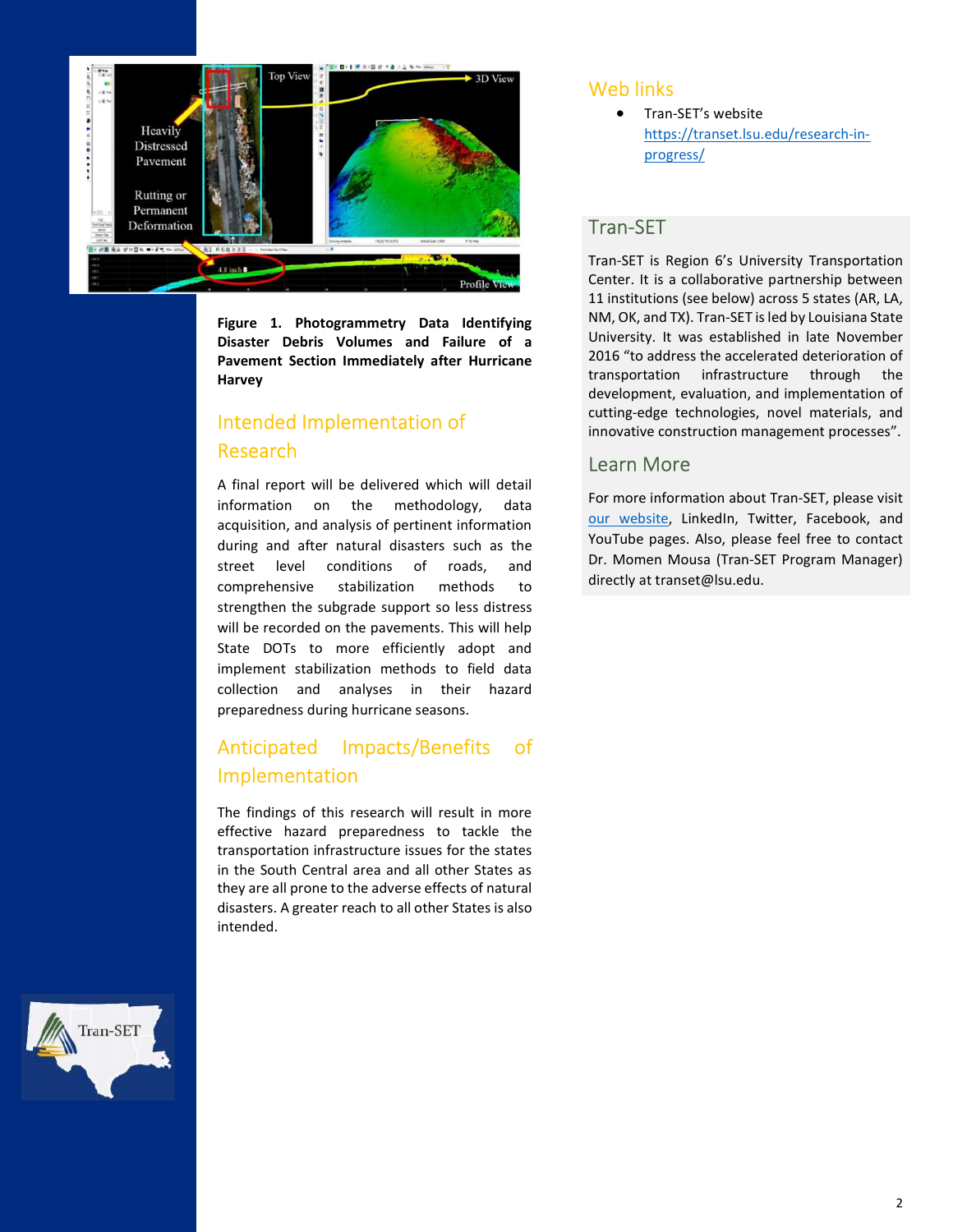**Figure 1. Photogrammetry Data Identifying Disaster Debris Volumes and Failure of a Pavement Section Immediately after Hurricane Harvey**

## Intended Implementation of Research

A final report will be delivered which will detail information on the methodology, data acquisition, and analysis of pertinent information during and after natural disasters such as the street level conditions of roads, and comprehensive stabilization methods to strengthen the subgrade support so less distress will be recorded on the pavements. This will help State DOTs to more efficiently adopt and implement stabilization methods to field data collection and analyses in their hazard preparedness during hurricane seasons.

## Anticipated Impacts/Benefits of Implementation

The findings of this research will result in more effective hazard preparedness to tackle the transportation infrastructure issues for the states in the South Central area and all other States as they are all prone to the adverse effects of natural disasters. A greater reach to all other States is also intended.

## Web links

- Tran-SET's website https://transet.lsu.edu/research-in-progress/

## Tran-SET

Tran-SET is Region 6's University Transportation Center. It is a collaborative partnership between 11 institutions (see below) across 5 states (AR, LA, NM, OK, and TX). Tran-SET is led by Louisiana State University. It was established in late November 2016 "to address the accelerated deterioration of transportation infrastructure through the development, evaluation, and implementation of cutting-edge technologies, novel materials, and innovative construction management processes".

## Learn More

For more information about Tran-SET, please visit our website, LinkedIn, Twitter, Facebook, and YouTube pages. Also, please feel free to contact Dr. Momen Mousa (Tran-SET Program Manager) directly at transet@lsu.edu.